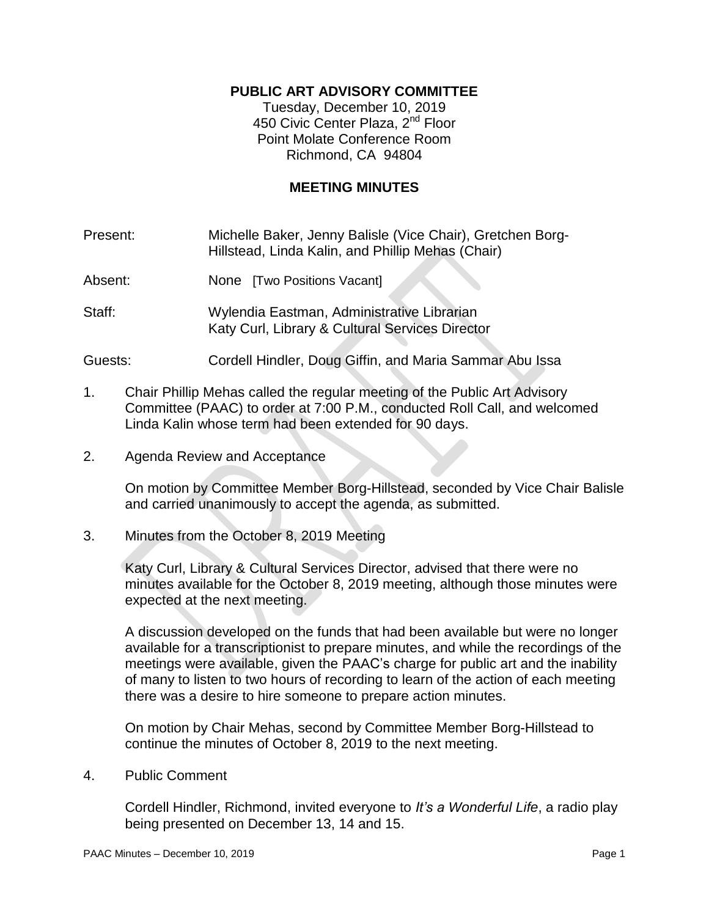**PUBLIC ART ADVISORY COMMITTEE**

Tuesday, December 10, 2019
450 Civic Center Plaza, 2nd Floor
Point Molate Conference Room
Richmond, CA 94804

**MEETING MINUTES**

Present: Michelle Baker, Jenny Balisle (Vice Chair), Gretchen Borg-Hillstead, Linda Kalin, and Phillip Mehas (Chair)

Absent: None [Two Positions Vacant]

Staff: Wylendia Eastman, Administrative Librarian
Katy Curl, Library & Cultural Services Director

Guests: Cordell Hindler, Doug Giffin, and Maria Sammar Abu Issa

1. Chair Phillip Mehas called the regular meeting of the Public Art Advisory Committee (PAAC) to order at 7:00 P.M., conducted Roll Call, and welcomed Linda Kalin whose term had been extended for 90 days.

2. Agenda Review and Acceptance

   On motion by Committee Member Borg-Hillstead, seconded by Vice Chair Balisle and carried unanimously to accept the agenda, as submitted.

3. Minutes from the October 8, 2019 Meeting

   Katy Curl, Library & Cultural Services Director, advised that there were no minutes available for the October 8, 2019 meeting, although those minutes were expected at the next meeting.

   A discussion developed on the funds that had been available but were no longer available for a transcriptionist to prepare minutes, and while the recordings of the meetings were available, given the PAAC's charge for public art and the inability of many to listen to two hours of recording to learn of the action of each meeting there was a desire to hire someone to prepare action minutes.

   On motion by Chair Mehas, second by Committee Member Borg-Hillstead to continue the minutes of October 8, 2019 to the next meeting.

4. Public Comment

   Cordell Hindler, Richmond, invited everyone to *It's a Wonderful Life*, a radio play being presented on December 13, 14 and 15.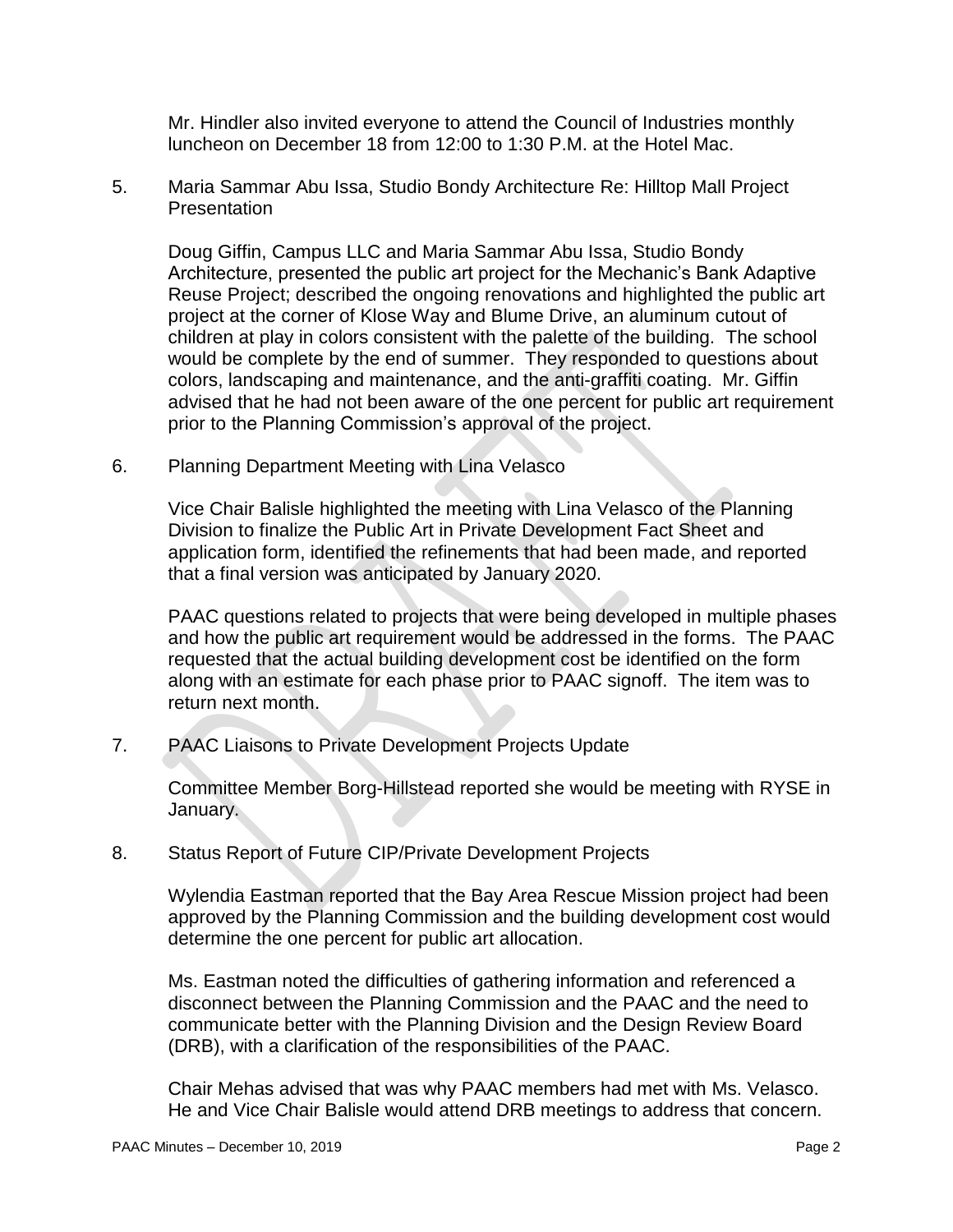Mr. Hindler also invited everyone to attend the Council of Industries monthly luncheon on December 18 from 12:00 to 1:30 P.M. at the Hotel Mac.

5. Maria Sammar Abu Issa, Studio Bondy Architecture Re: Hilltop Mall Project Presentation

   Doug Giffin, Campus LLC and Maria Sammar Abu Issa, Studio Bondy Architecture, presented the public art project for the Mechanic's Bank Adaptive Reuse Project; described the ongoing renovations and highlighted the public art project at the corner of Klose Way and Blume Drive, an aluminum cutout of children at play in colors consistent with the palette of the building. The school would be complete by the end of summer. They responded to questions about colors, landscaping and maintenance, and the anti-graffiti coating. Mr. Giffin advised that he had not been aware of the one percent for public art requirement prior to the Planning Commission's approval of the project.

6. Planning Department Meeting with Lina Velasco

   Vice Chair Balisle highlighted the meeting with Lina Velasco of the Planning Division to finalize the Public Art in Private Development Fact Sheet and application form, identified the refinements that had been made, and reported that a final version was anticipated by January 2020.

   PAAC questions related to projects that were being developed in multiple phases and how the public art requirement would be addressed in the forms. The PAAC requested that the actual building development cost be identified on the form along with an estimate for each phase prior to PAAC signoff. The item was to return next month.

7. PAAC Liaisons to Private Development Projects Update

   Committee Member Borg-Hillstead reported she would be meeting with RYSE in January.

8. Status Report of Future CIP/Private Development Projects

   Wylendia Eastman reported that the Bay Area Rescue Mission project had been approved by the Planning Commission and the building development cost would determine the one percent for public art allocation.

   Ms. Eastman noted the difficulties of gathering information and referenced a disconnect between the Planning Commission and the PAAC and the need to communicate better with the Planning Division and the Design Review Board (DRB), with a clarification of the responsibilities of the PAAC.

   Chair Mehas advised that was why PAAC members had met with Ms. Velasco. He and Vice Chair Balisle would attend DRB meetings to address that concern.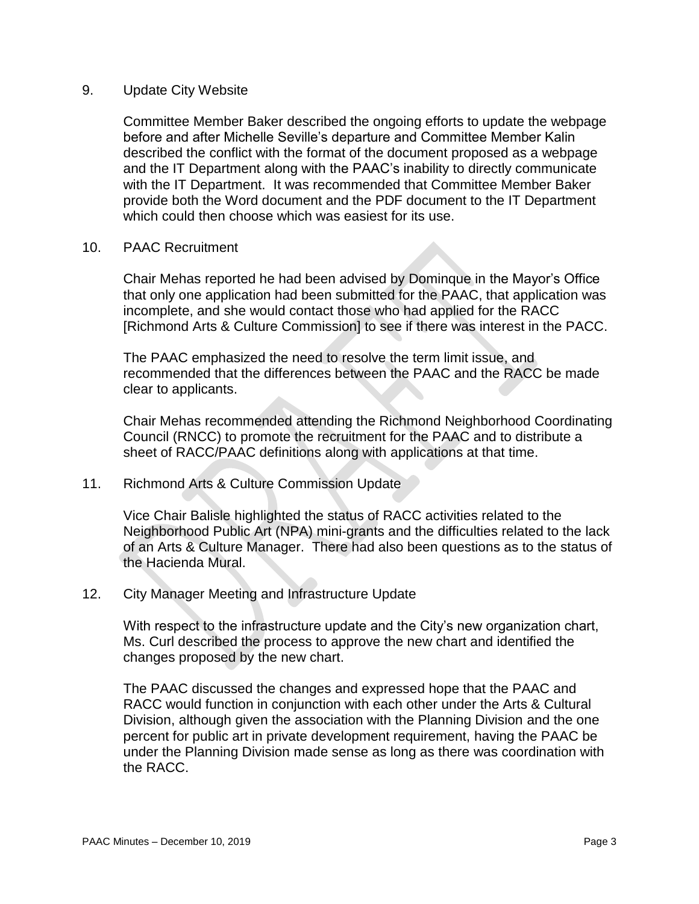9. Update City Website

   Committee Member Baker described the ongoing efforts to update the webpage before and after Michelle Seville's departure and Committee Member Kalin described the conflict with the format of the document proposed as a webpage and the IT Department along with the PAAC's inability to directly communicate with the IT Department. It was recommended that Committee Member Baker provide both the Word document and the PDF document to the IT Department which could then choose which was easiest for its use.

10. PAAC Recruitment

    Chair Mehas reported he had been advised by Dominque in the Mayor's Office that only one application had been submitted for the PAAC, that application was incomplete, and she would contact those who had applied for the RACC [Richmond Arts & Culture Commission] to see if there was interest in the PACC.

    The PAAC emphasized the need to resolve the term limit issue, and recommended that the differences between the PAAC and the RACC be made clear to applicants.

    Chair Mehas recommended attending the Richmond Neighborhood Coordinating Council (RNCC) to promote the recruitment for the PAAC and to distribute a sheet of RACC/PAAC definitions along with applications at that time.

11. Richmond Arts & Culture Commission Update

    Vice Chair Balisle highlighted the status of RACC activities related to the Neighborhood Public Art (NPA) mini-grants and the difficulties related to the lack of an Arts & Culture Manager. There had also been questions as to the status of the Hacienda Mural.

12. City Manager Meeting and Infrastructure Update

    With respect to the infrastructure update and the City's new organization chart, Ms. Curl described the process to approve the new chart and identified the changes proposed by the new chart.

    The PAAC discussed the changes and expressed hope that the PAAC and RACC would function in conjunction with each other under the Arts & Cultural Division, although given the association with the Planning Division and the one percent for public art in private development requirement, having the PAAC be under the Planning Division made sense as long as there was coordination with the RACC.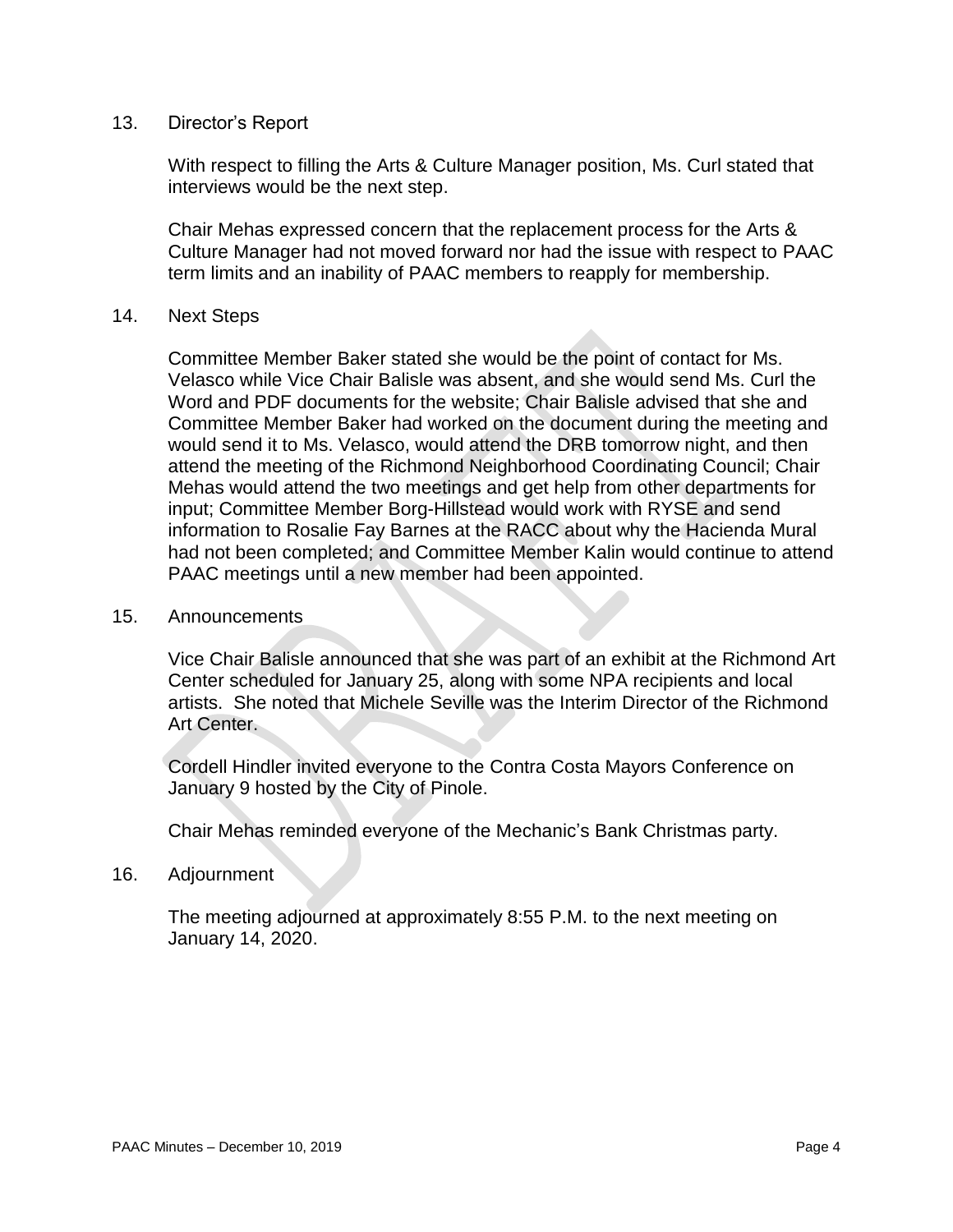13. Director's Report

With respect to filling the Arts & Culture Manager position, Ms. Curl stated that interviews would be the next step.

Chair Mehas expressed concern that the replacement process for the Arts & Culture Manager had not moved forward nor had the issue with respect to PAAC term limits and an inability of PAAC members to reapply for membership.

14. Next Steps

Committee Member Baker stated she would be the point of contact for Ms. Velasco while Vice Chair Balisle was absent, and she would send Ms. Curl the Word and PDF documents for the website; Chair Balisle advised that she and Committee Member Baker had worked on the document during the meeting and would send it to Ms. Velasco, would attend the DRB tomorrow night, and then attend the meeting of the Richmond Neighborhood Coordinating Council; Chair Mehas would attend the two meetings and get help from other departments for input; Committee Member Borg-Hillstead would work with RYSE and send information to Rosalie Fay Barnes at the RACC about why the Hacienda Mural had not been completed; and Committee Member Kalin would continue to attend PAAC meetings until a new member had been appointed.

15. Announcements

Vice Chair Balisle announced that she was part of an exhibit at the Richmond Art Center scheduled for January 25, along with some NPA recipients and local artists. She noted that Michele Seville was the Interim Director of the Richmond Art Center.

Cordell Hindler invited everyone to the Contra Costa Mayors Conference on January 9 hosted by the City of Pinole.

Chair Mehas reminded everyone of the Mechanic's Bank Christmas party.

16. Adjournment

The meeting adjourned at approximately 8:55 P.M. to the next meeting on January 14, 2020.